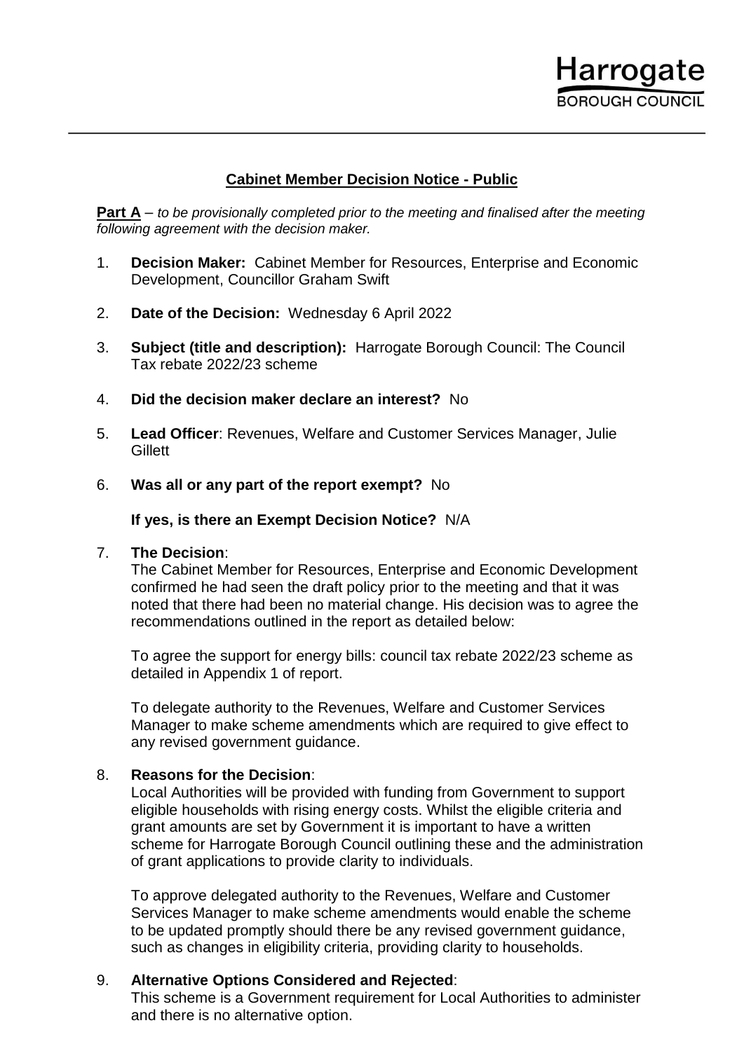Harrogate
BOROUGH COUNCIL

## Cabinet Member Decision Notice - Public

**Part A** – *to be provisionally completed prior to the meeting and finalised after the meeting following agreement with the decision maker.*

1. **Decision Maker:** Cabinet Member for Resources, Enterprise and Economic Development, Councillor Graham Swift

2. **Date of the Decision:** Wednesday 6 April 2022

3. **Subject (title and description):** Harrogate Borough Council: The Council Tax rebate 2022/23 scheme

4. **Did the decision maker declare an interest?** No

5. **Lead Officer**: Revenues, Welfare and Customer Services Manager, Julie Gillett

6. **Was all or any part of the report exempt?** No

   **If yes, is there an Exempt Decision Notice?** N/A

7. **The Decision**:
   The Cabinet Member for Resources, Enterprise and Economic Development confirmed he had seen the draft policy prior to the meeting and that it was noted that there had been no material change. His decision was to agree the recommendations outlined in the report as detailed below:

   To agree the support for energy bills: council tax rebate 2022/23 scheme as detailed in Appendix 1 of report.

   To delegate authority to the Revenues, Welfare and Customer Services Manager to make scheme amendments which are required to give effect to any revised government guidance.

8. **Reasons for the Decision**:
   Local Authorities will be provided with funding from Government to support eligible households with rising energy costs. Whilst the eligible criteria and grant amounts are set by Government it is important to have a written scheme for Harrogate Borough Council outlining these and the administration of grant applications to provide clarity to individuals.

   To approve delegated authority to the Revenues, Welfare and Customer Services Manager to make scheme amendments would enable the scheme to be updated promptly should there be any revised government guidance, such as changes in eligibility criteria, providing clarity to households.

9. **Alternative Options Considered and Rejected**:
   This scheme is a Government requirement for Local Authorities to administer and there is no alternative option.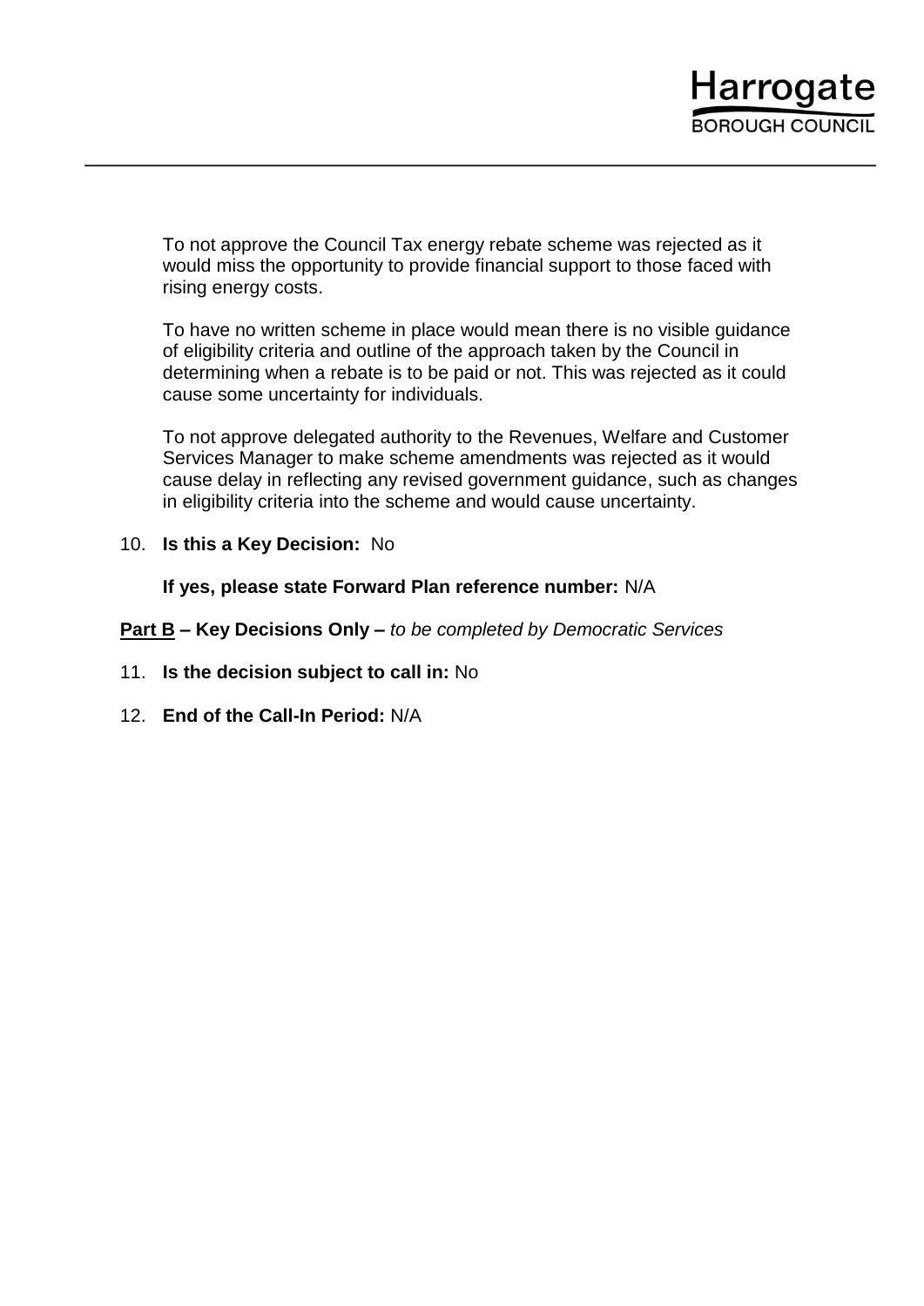To not approve the Council Tax energy rebate scheme was rejected as it would miss the opportunity to provide financial support to those faced with rising energy costs.

To have no written scheme in place would mean there is no visible guidance of eligibility criteria and outline of the approach taken by the Council in determining when a rebate is to be paid or not. This was rejected as it could cause some uncertainty for individuals.

To not approve delegated authority to the Revenues, Welfare and Customer Services Manager to make scheme amendments was rejected as it would cause delay in reflecting any revised government guidance, such as changes in eligibility criteria into the scheme and would cause uncertainty.

10. **Is this a Key Decision:** No

    **If yes, please state Forward Plan reference number:** N/A

**Part B – Key Decisions Only –** *to be completed by Democratic Services*

11. **Is the decision subject to call in:** No

12. **End of the Call-In Period:** N/A